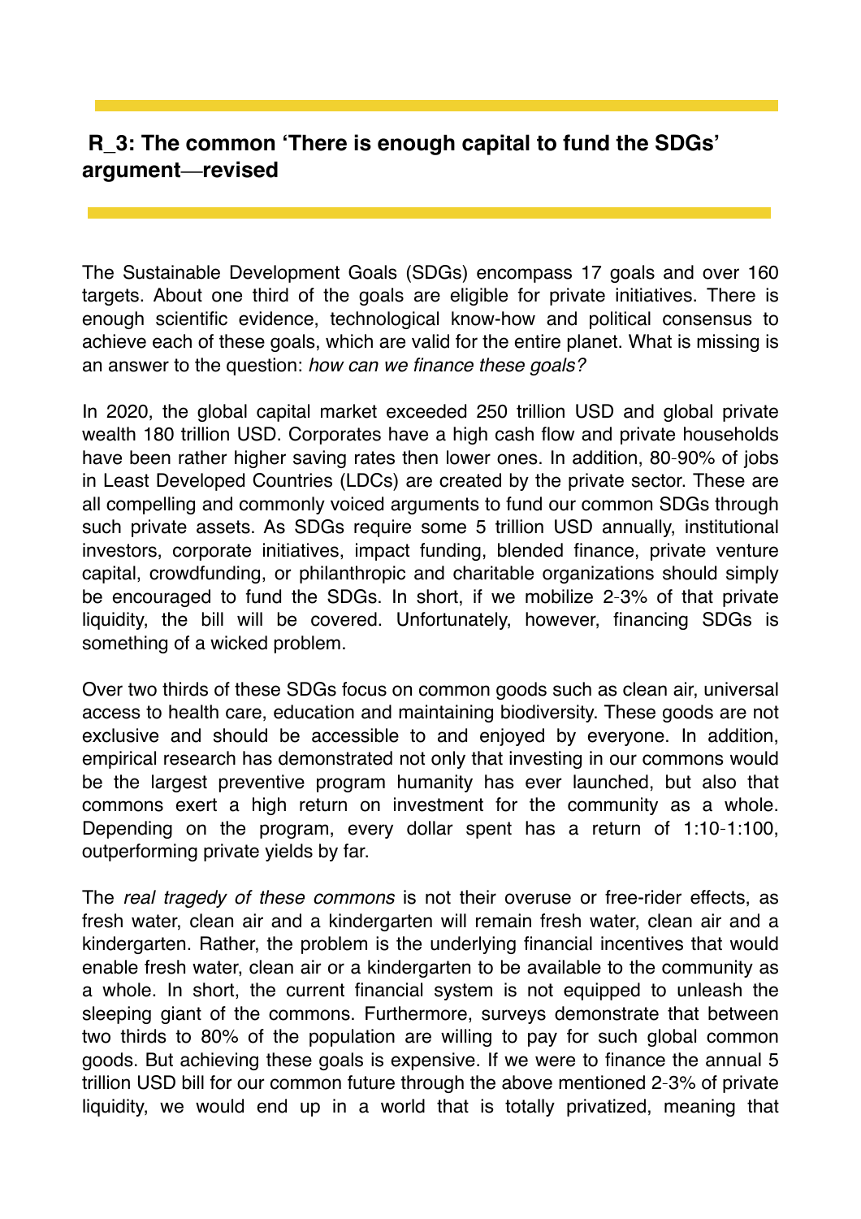## R_3: The common 'There is enough capital to fund the SDGs' argument—revised

The Sustainable Development Goals (SDGs) encompass 17 goals and over 160 targets. About one third of the goals are eligible for private initiatives. There is enough scientific evidence, technological know-how and political consensus to achieve each of these goals, which are valid for the entire planet. What is missing is an answer to the question: *how can we finance these goals?*

In 2020, the global capital market exceeded 250 trillion USD and global private wealth 180 trillion USD. Corporates have a high cash flow and private households have been rather higher saving rates then lower ones. In addition, 80-90% of jobs in Least Developed Countries (LDCs) are created by the private sector. These are all compelling and commonly voiced arguments to fund our common SDGs through such private assets. As SDGs require some 5 trillion USD annually, institutional investors, corporate initiatives, impact funding, blended finance, private venture capital, crowdfunding, or philanthropic and charitable organizations should simply be encouraged to fund the SDGs. In short, if we mobilize 2-3% of that private liquidity, the bill will be covered. Unfortunately, however, financing SDGs is something of a wicked problem.

Over two thirds of these SDGs focus on common goods such as clean air, universal access to health care, education and maintaining biodiversity. These goods are not exclusive and should be accessible to and enjoyed by everyone. In addition, empirical research has demonstrated not only that investing in our commons would be the largest preventive program humanity has ever launched, but also that commons exert a high return on investment for the community as a whole. Depending on the program, every dollar spent has a return of 1:10-1:100, outperforming private yields by far.

The *real tragedy of these commons* is not their overuse or free-rider effects, as fresh water, clean air and a kindergarten will remain fresh water, clean air and a kindergarten. Rather, the problem is the underlying financial incentives that would enable fresh water, clean air or a kindergarten to be available to the community as a whole. In short, the current financial system is not equipped to unleash the sleeping giant of the commons. Furthermore, surveys demonstrate that between two thirds to 80% of the population are willing to pay for such global common goods. But achieving these goals is expensive. If we were to finance the annual 5 trillion USD bill for our common future through the above mentioned 2-3% of private liquidity, we would end up in a world that is totally privatized, meaning that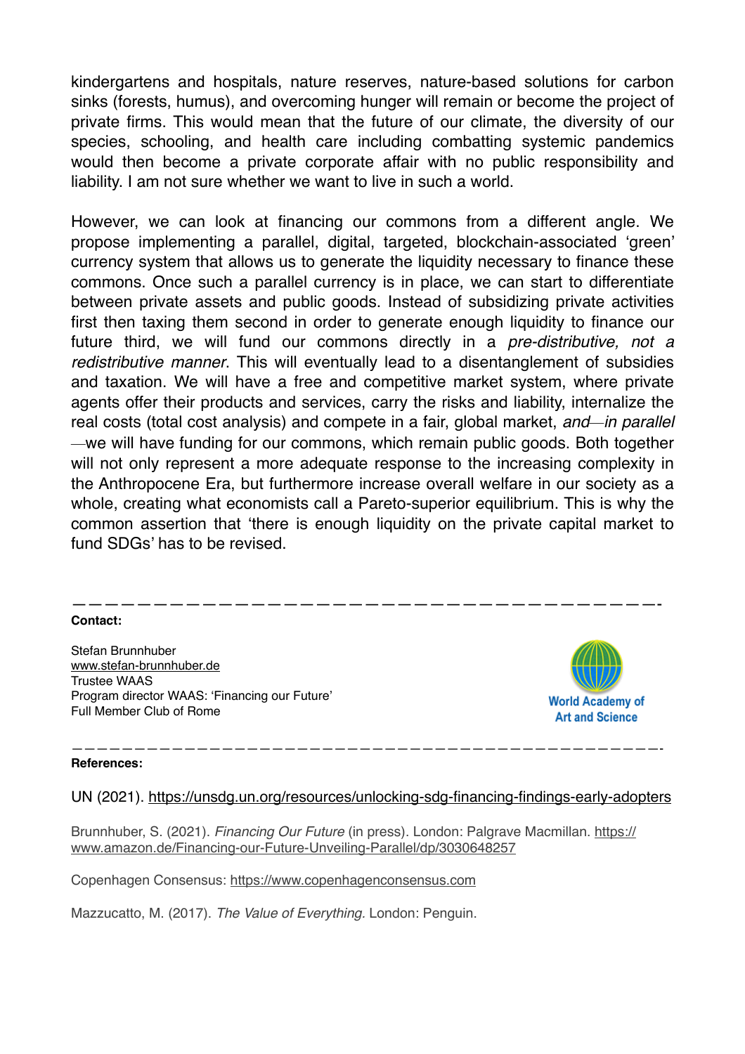kindergartens and hospitals, nature reserves, nature-based solutions for carbon sinks (forests, humus), and overcoming hunger will remain or become the project of private firms. This would mean that the future of our climate, the diversity of our species, schooling, and health care including combatting systemic pandemics would then become a private corporate affair with no public responsibility and liability. I am not sure whether we want to live in such a world.

However, we can look at financing our commons from a different angle. We propose implementing a parallel, digital, targeted, blockchain-associated 'green' currency system that allows us to generate the liquidity necessary to finance these commons. Once such a parallel currency is in place, we can start to differentiate between private assets and public goods. Instead of subsidizing private activities first then taxing them second in order to generate enough liquidity to finance our future third, we will fund our commons directly in a *pre-distributive, not a redistributive manner*. This will eventually lead to a disentanglement of subsidies and taxation. We will have a free and competitive market system, where private agents offer their products and services, carry the risks and liability, internalize the real costs (total cost analysis) and compete in a fair, global market, *and—in parallel*—we will have funding for our commons, which remain public goods. Both together will not only represent a more adequate response to the increasing complexity in the Anthropocene Era, but furthermore increase overall welfare in our society as a whole, creating what economists call a Pareto-superior equilibrium. This is why the common assertion that 'there is enough liquidity on the private capital market to fund SDGs' has to be revised.

---

**Contact:**

Stefan Brunnhuber
www.stefan-brunnhuber.de
Trustee WAAS
Program director WAAS: 'Financing our Future'
Full Member Club of Rome

World Academy of Art and Science

---

**References:**

UN (2021). https://unsdg.un.org/resources/unlocking-sdg-financing-findings-early-adopters

Brunnhuber, S. (2021). *Financing Our Future* (in press). London: Palgrave Macmillan. https://www.amazon.de/Financing-our-Future-Unveiling-Parallel/dp/3030648257

Copenhagen Consensus: https://www.copenhagenconsensus.com

Mazzucatto, M. (2017). *The Value of Everything*. London: Penguin.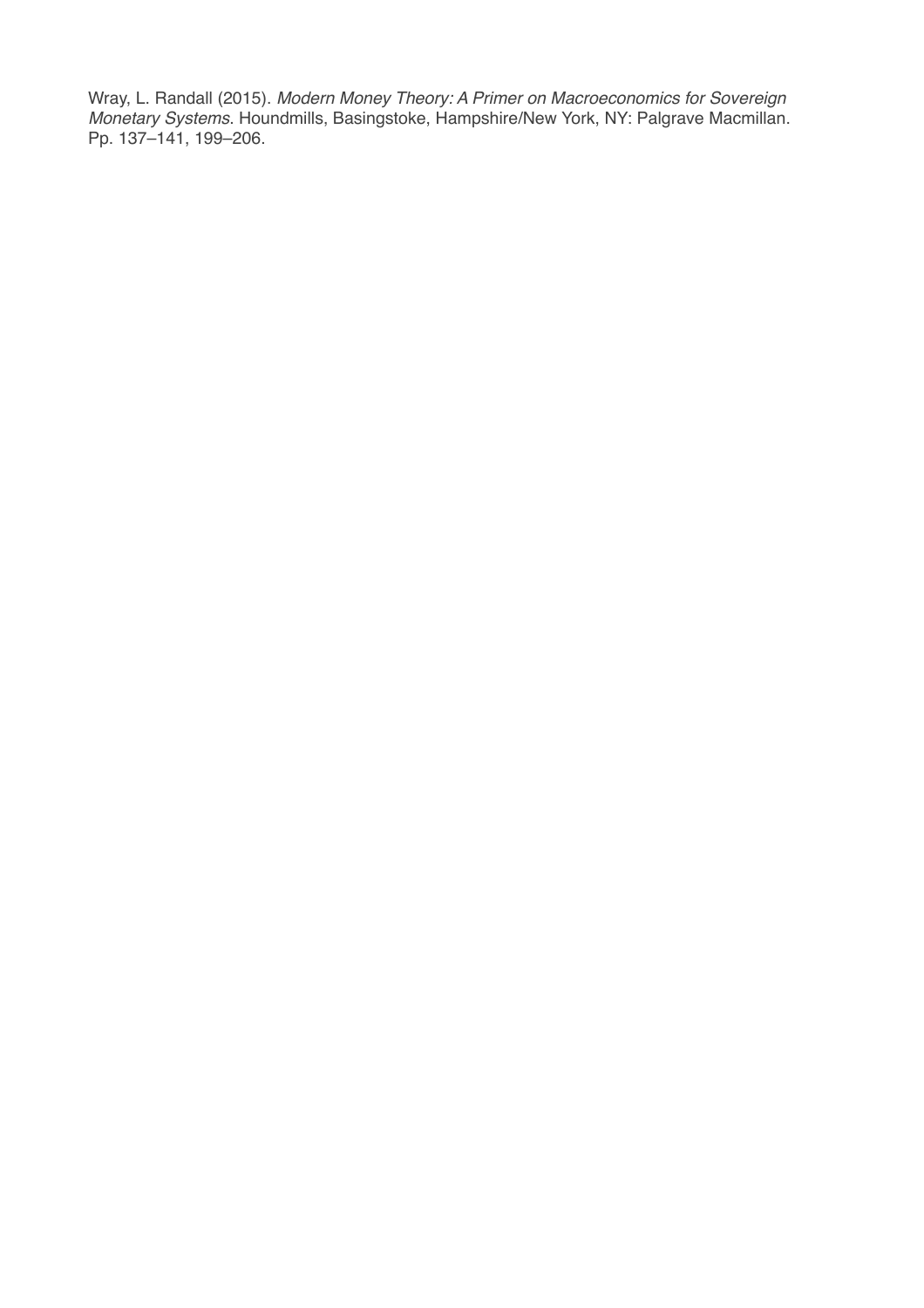Wray, L. Randall (2015). *Modern Money Theory: A Primer on Macroeconomics for Sovereign Monetary Systems*. Houndmills, Basingstoke, Hampshire/New York, NY: Palgrave Macmillan. Pp. 137–141, 199–206.